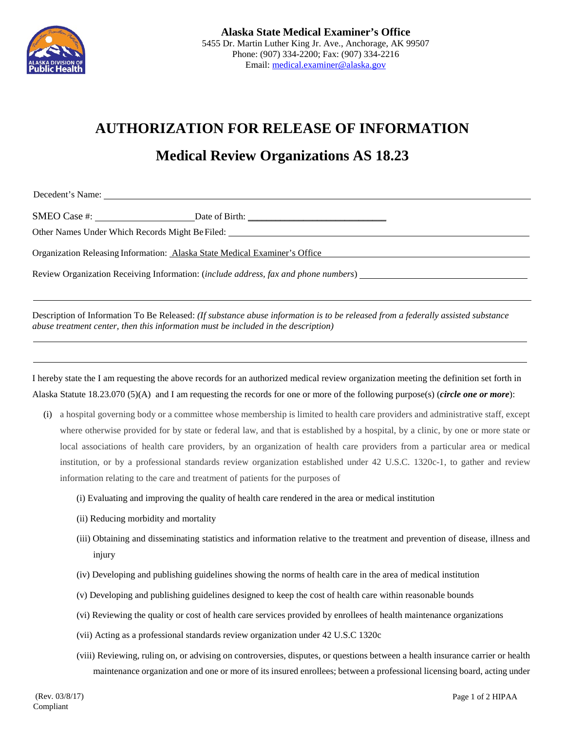**Alaska State Medical Examiner's Office**
5455 Dr. Martin Luther King Jr. Ave., Anchorage, AK 99507
Phone: (907) 334-2200; Fax: (907) 334-2216
Email: medical.examiner@alaska.gov

# AUTHORIZATION FOR RELEASE OF INFORMATION

## Medical Review Organizations AS 18.23

Decedent's Name: ______________________________________________

SMEO Case #: ____________________ Date of Birth: ____________________________

Other Names Under Which Records Might Be Filed: ______________________________________________

Organization Releasing Information: Alaska State Medical Examiner's Office

Review Organization Receiving Information: (*include address, fax and phone numbers*) ______________________________________________

______________________________________________

Description of Information To Be Released: *(If substance abuse information is to be released from a federally assisted substance abuse treatment center, then this information must be included in the description)*

______________________________________________

______________________________________________

I hereby state the I am requesting the above records for an authorized medical review organization meeting the definition set forth in Alaska Statute 18.23.070 (5)(A) and I am requesting the records for one or more of the following purpose(s) (***circle one or more***):

(i) a hospital governing body or a committee whose membership is limited to health care providers and administrative staff, except where otherwise provided for by state or federal law, and that is established by a hospital, by a clinic, by one or more state or local associations of health care providers, by an organization of health care providers from a particular area or medical institution, or by a professional standards review organization established under 42 U.S.C. 1320c-1, to gather and review information relating to the care and treatment of patients for the purposes of

- (i) Evaluating and improving the quality of health care rendered in the area or medical institution
- (ii) Reducing morbidity and mortality
- (iii) Obtaining and disseminating statistics and information relative to the treatment and prevention of disease, illness and injury
- (iv) Developing and publishing guidelines showing the norms of health care in the area of medical institution
- (v) Developing and publishing guidelines designed to keep the cost of health care within reasonable bounds
- (vi) Reviewing the quality or cost of health care services provided by enrollees of health maintenance organizations
- (vii) Acting as a professional standards review organization under 42 U.S.C 1320c
- (viii) Reviewing, ruling on, or advising on controversies, disputes, or questions between a health insurance carrier or health maintenance organization and one or more of its insured enrollees; between a professional licensing board, acting under

(Rev. 03/8/17) HIPAA Compliant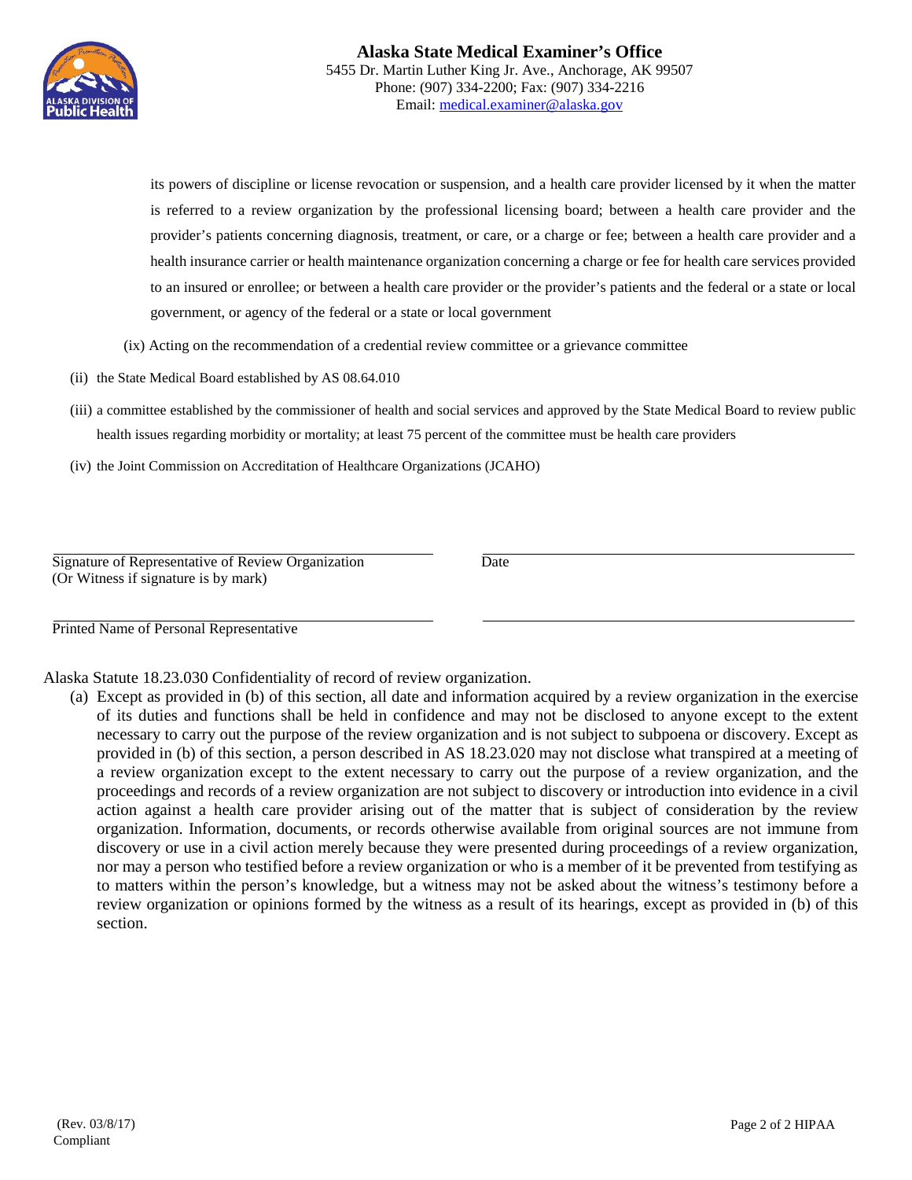**Alaska State Medical Examiner's Office**
5455 Dr. Martin Luther King Jr. Ave., Anchorage, AK 99507
Phone: (907) 334-2200; Fax: (907) 334-2216
Email: medical.examiner@alaska.gov

its powers of discipline or license revocation or suspension, and a health care provider licensed by it when the matter is referred to a review organization by the professional licensing board; between a health care provider and the provider's patients concerning diagnosis, treatment, or care, or a charge or fee; between a health care provider and a health insurance carrier or health maintenance organization concerning a charge or fee for health care services provided to an insured or enrollee; or between a health care provider or the provider's patients and the federal or a state or local government, or agency of the federal or a state or local government

(ix) Acting on the recommendation of a credential review committee or a grievance committee

(ii) the State Medical Board established by AS 08.64.010

(iii) a committee established by the commissioner of health and social services and approved by the State Medical Board to review public health issues regarding morbidity or mortality; at least 75 percent of the committee must be health care providers

(iv) the Joint Commission on Accreditation of Healthcare Organizations (JCAHO)

Signature of Representative of Review Organization (Or Witness if signature is by mark) _______________ Date _______________

Printed Name of Personal Representative _______________

Alaska Statute 18.23.030 Confidentiality of record of review organization.

(a) Except as provided in (b) of this section, all date and information acquired by a review organization in the exercise of its duties and functions shall be held in confidence and may not be disclosed to anyone except to the extent necessary to carry out the purpose of the review organization and is not subject to subpoena or discovery. Except as provided in (b) of this section, a person described in AS 18.23.020 may not disclose what transpired at a meeting of a review organization except to the extent necessary to carry out the purpose of a review organization, and the proceedings and records of a review organization are not subject to discovery or introduction into evidence in a civil action against a health care provider arising out of the matter that is subject of consideration by the review organization. Information, documents, or records otherwise available from original sources are not immune from discovery or use in a civil action merely because they were presented during proceedings of a review organization, nor may a person who testified before a review organization or who is a member of it be prevented from testifying as to matters within the person's knowledge, but a witness may not be asked about the witness's testimony before a review organization or opinions formed by the witness as a result of its hearings, except as provided in (b) of this section.

(Rev. 03/8/17) HIPAA Compliant